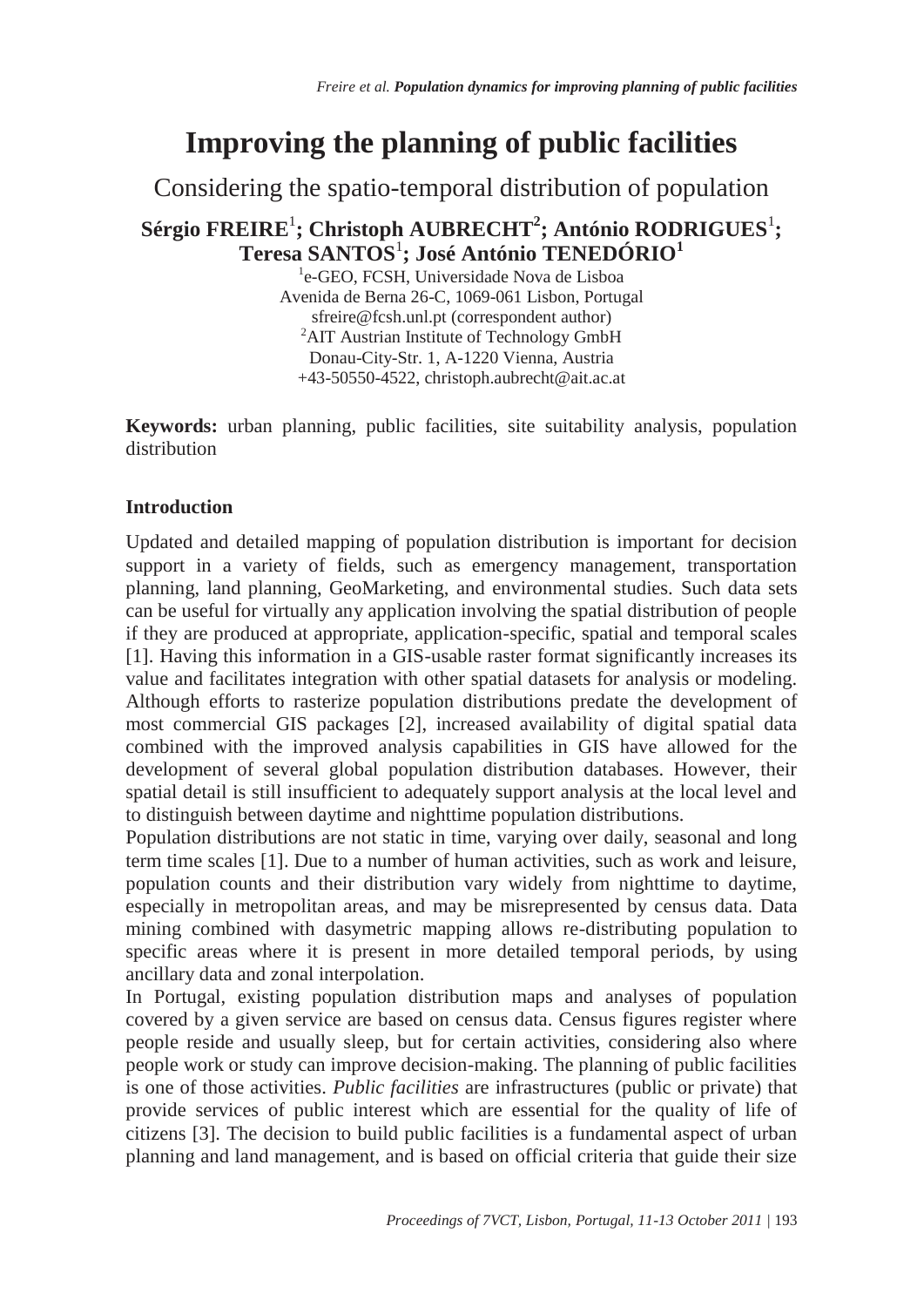# Improving the planning of public facilities

## Considering the spatio-temporal distribution of population

**Sérgio FREIRE[1]; Christoph AUBRECHT[2]; António RODRIGUES[1]; Teresa SANTOS[1]; José António TENEDÓRIO[1]**

[1]e-GEO, FCSH, Universidade Nova de Lisboa
Avenida de Berna 26-C, 1069-061 Lisbon, Portugal
sfreire@fcsh.unl.pt (correspondent author)
[2]AIT Austrian Institute of Technology GmbH
Donau-City-Str. 1, A-1220 Vienna, Austria
+43-50550-4522, christoph.aubrecht@ait.ac.at

**Keywords:** urban planning, public facilities, site suitability analysis, population distribution

### Introduction

Updated and detailed mapping of population distribution is important for decision support in a variety of fields, such as emergency management, transportation planning, land planning, GeoMarketing, and environmental studies. Such data sets can be useful for virtually any application involving the spatial distribution of people if they are produced at appropriate, application-specific, spatial and temporal scales [1]. Having this information in a GIS-usable raster format significantly increases its value and facilitates integration with other spatial datasets for analysis or modeling. Although efforts to rasterize population distributions predate the development of most commercial GIS packages [2], increased availability of digital spatial data combined with the improved analysis capabilities in GIS have allowed for the development of several global population distribution databases. However, their spatial detail is still insufficient to adequately support analysis at the local level and to distinguish between daytime and nighttime population distributions.

Population distributions are not static in time, varying over daily, seasonal and long term time scales [1]. Due to a number of human activities, such as work and leisure, population counts and their distribution vary widely from nighttime to daytime, especially in metropolitan areas, and may be misrepresented by census data. Data mining combined with dasymetric mapping allows re-distributing population to specific areas where it is present in more detailed temporal periods, by using ancillary data and zonal interpolation.

In Portugal, existing population distribution maps and analyses of population covered by a given service are based on census data. Census figures register where people reside and usually sleep, but for certain activities, considering also where people work or study can improve decision-making. The planning of public facilities is one of those activities. *Public facilities* are infrastructures (public or private) that provide services of public interest which are essential for the quality of life of citizens [3]. The decision to build public facilities is a fundamental aspect of urban planning and land management, and is based on official criteria that guide their size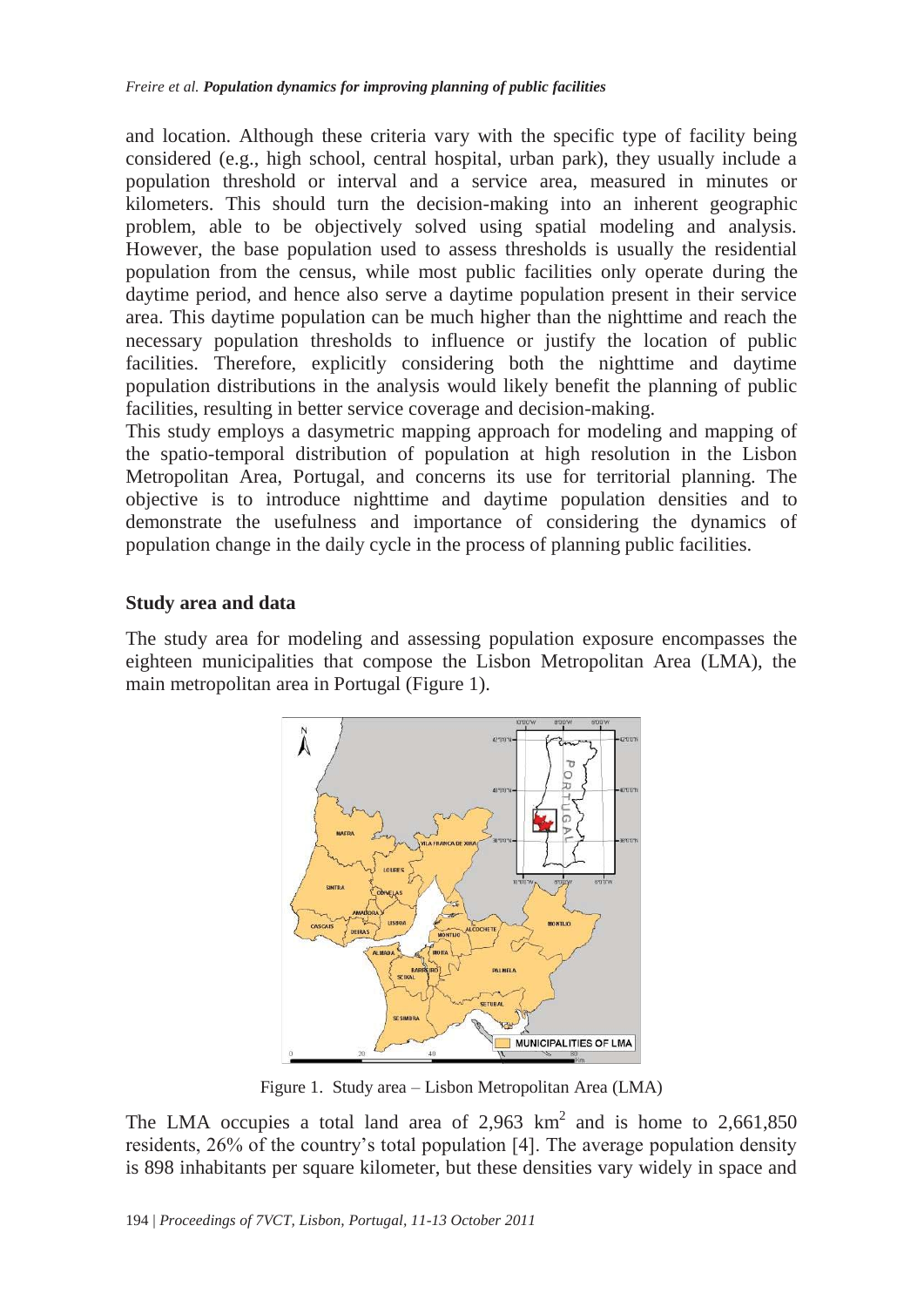and location. Although these criteria vary with the specific type of facility being considered (e.g., high school, central hospital, urban park), they usually include a population threshold or interval and a service area, measured in minutes or kilometers. This should turn the decision-making into an inherent geographic problem, able to be objectively solved using spatial modeling and analysis. However, the base population used to assess thresholds is usually the residential population from the census, while most public facilities only operate during the daytime period, and hence also serve a daytime population present in their service area. This daytime population can be much higher than the nighttime and reach the necessary population thresholds to influence or justify the location of public facilities. Therefore, explicitly considering both the nighttime and daytime population distributions in the analysis would likely benefit the planning of public facilities, resulting in better service coverage and decision-making.

This study employs a dasymetric mapping approach for modeling and mapping of the spatio-temporal distribution of population at high resolution in the Lisbon Metropolitan Area, Portugal, and concerns its use for territorial planning. The objective is to introduce nighttime and daytime population densities and to demonstrate the usefulness and importance of considering the dynamics of population change in the daily cycle in the process of planning public facilities.

## Study area and data

The study area for modeling and assessing population exposure encompasses the eighteen municipalities that compose the Lisbon Metropolitan Area (LMA), the main metropolitan area in Portugal (Figure 1).

Figure 1. Study area – Lisbon Metropolitan Area (LMA)

The LMA occupies a total land area of 2,963 km$^2$ and is home to 2,661,850 residents, 26% of the country's total population [4]. The average population density is 898 inhabitants per square kilometer, but these densities vary widely in space and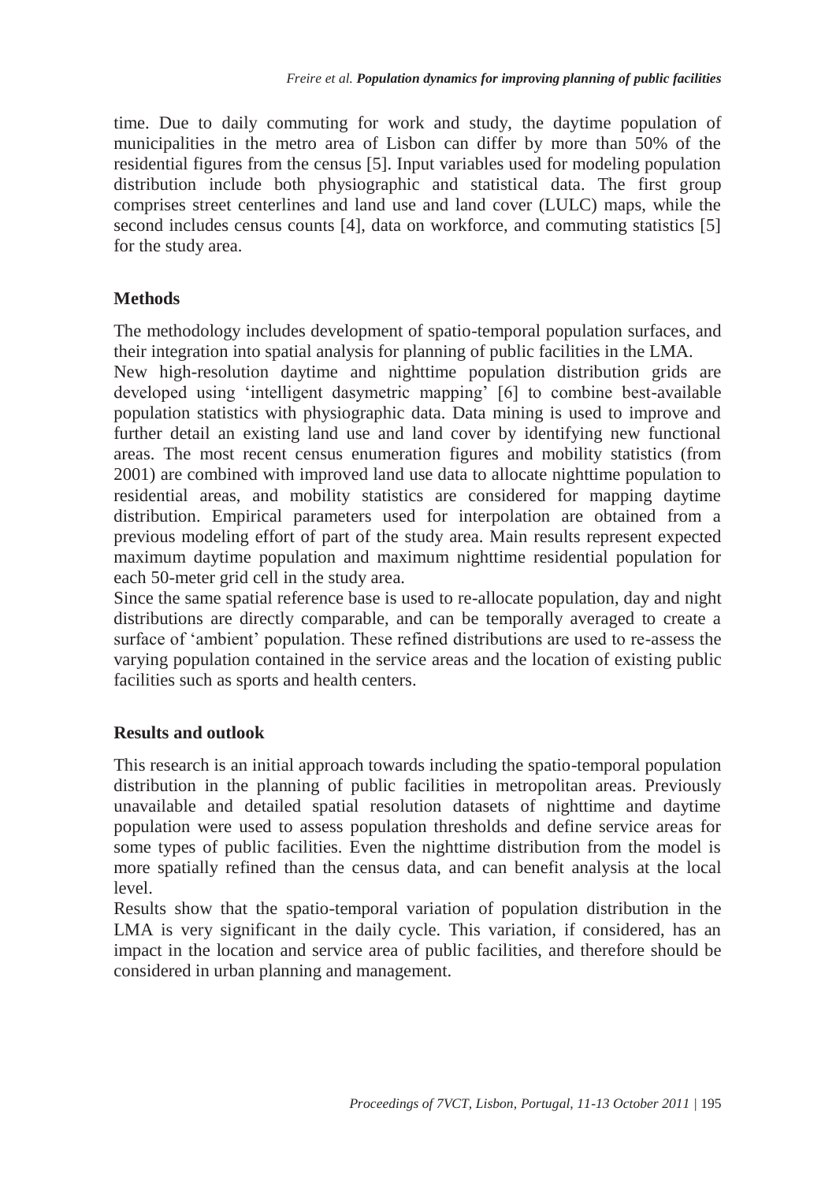time. Due to daily commuting for work and study, the daytime population of municipalities in the metro area of Lisbon can differ by more than 50% of the residential figures from the census [5]. Input variables used for modeling population distribution include both physiographic and statistical data. The first group comprises street centerlines and land use and land cover (LULC) maps, while the second includes census counts [4], data on workforce, and commuting statistics [5] for the study area.

## Methods

The methodology includes development of spatio-temporal population surfaces, and their integration into spatial analysis for planning of public facilities in the LMA.

New high-resolution daytime and nighttime population distribution grids are developed using 'intelligent dasymetric mapping' [6] to combine best-available population statistics with physiographic data. Data mining is used to improve and further detail an existing land use and land cover by identifying new functional areas. The most recent census enumeration figures and mobility statistics (from 2001) are combined with improved land use data to allocate nighttime population to residential areas, and mobility statistics are considered for mapping daytime distribution. Empirical parameters used for interpolation are obtained from a previous modeling effort of part of the study area. Main results represent expected maximum daytime population and maximum nighttime residential population for each 50-meter grid cell in the study area.

Since the same spatial reference base is used to re-allocate population, day and night distributions are directly comparable, and can be temporally averaged to create a surface of 'ambient' population. These refined distributions are used to re-assess the varying population contained in the service areas and the location of existing public facilities such as sports and health centers.

## Results and outlook

This research is an initial approach towards including the spatio-temporal population distribution in the planning of public facilities in metropolitan areas. Previously unavailable and detailed spatial resolution datasets of nighttime and daytime population were used to assess population thresholds and define service areas for some types of public facilities. Even the nighttime distribution from the model is more spatially refined than the census data, and can benefit analysis at the local level.

Results show that the spatio-temporal variation of population distribution in the LMA is very significant in the daily cycle. This variation, if considered, has an impact in the location and service area of public facilities, and therefore should be considered in urban planning and management.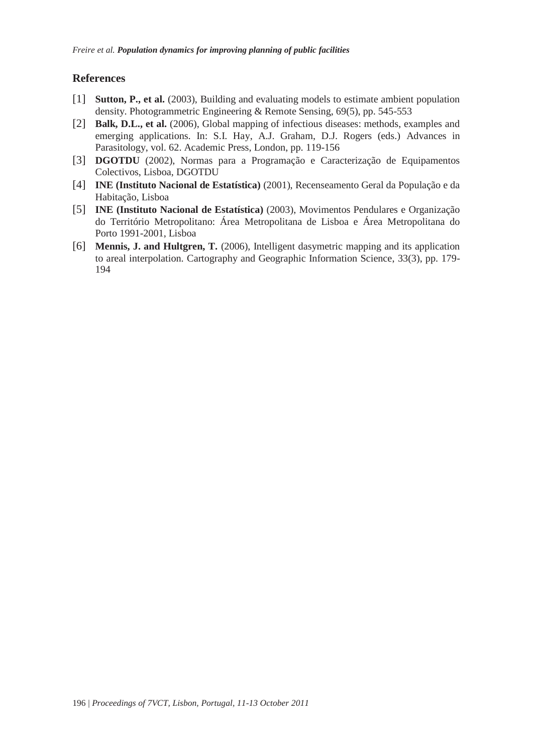## References

[1] **Sutton, P., et al.** (2003), Building and evaluating models to estimate ambient population density. Photogrammetric Engineering & Remote Sensing, 69(5), pp. 545-553

[2] **Balk, D.L., et al.** (2006), Global mapping of infectious diseases: methods, examples and emerging applications. In: S.I. Hay, A.J. Graham, D.J. Rogers (eds.) Advances in Parasitology, vol. 62. Academic Press, London, pp. 119-156

[3] **DGOTDU** (2002), Normas para a Programação e Caracterização de Equipamentos Colectivos, Lisboa, DGOTDU

[4] **INE (Instituto Nacional de Estatística)** (2001), Recenseamento Geral da População e da Habitação, Lisboa

[5] **INE (Instituto Nacional de Estatística)** (2003), Movimentos Pendulares e Organização do Território Metropolitano: Área Metropolitana de Lisboa e Área Metropolitana do Porto 1991-2001, Lisboa

[6] **Mennis, J. and Hultgren, T.** (2006), Intelligent dasymetric mapping and its application to areal interpolation. Cartography and Geographic Information Science, 33(3), pp. 179-194